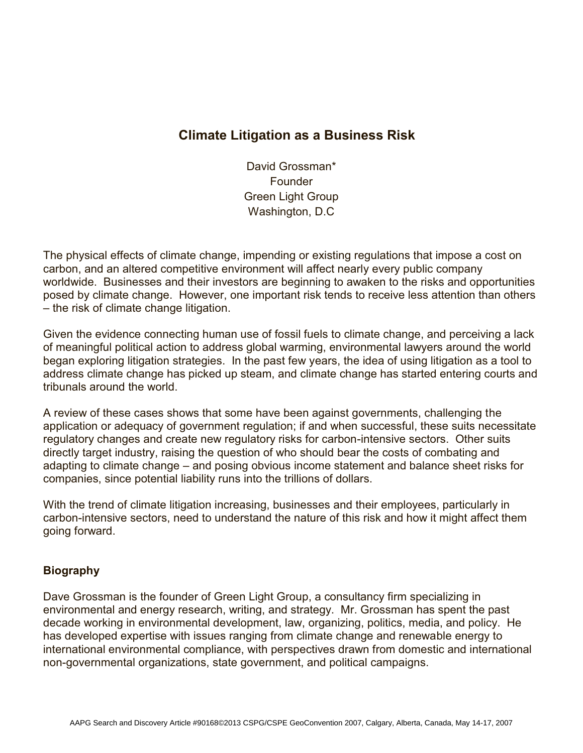# Climate Litigation as a Business Risk

David Grossman*
Founder
Green Light Group
Washington, D.C

The physical effects of climate change, impending or existing regulations that impose a cost on carbon, and an altered competitive environment will affect nearly every public company worldwide. Businesses and their investors are beginning to awaken to the risks and opportunities posed by climate change. However, one important risk tends to receive less attention than others – the risk of climate change litigation.

Given the evidence connecting human use of fossil fuels to climate change, and perceiving a lack of meaningful political action to address global warming, environmental lawyers around the world began exploring litigation strategies. In the past few years, the idea of using litigation as a tool to address climate change has picked up steam, and climate change has started entering courts and tribunals around the world.

A review of these cases shows that some have been against governments, challenging the application or adequacy of government regulation; if and when successful, these suits necessitate regulatory changes and create new regulatory risks for carbon-intensive sectors. Other suits directly target industry, raising the question of who should bear the costs of combating and adapting to climate change – and posing obvious income statement and balance sheet risks for companies, since potential liability runs into the trillions of dollars.

With the trend of climate litigation increasing, businesses and their employees, particularly in carbon-intensive sectors, need to understand the nature of this risk and how it might affect them going forward.

## Biography

Dave Grossman is the founder of Green Light Group, a consultancy firm specializing in environmental and energy research, writing, and strategy. Mr. Grossman has spent the past decade working in environmental development, law, organizing, politics, media, and policy. He has developed expertise with issues ranging from climate change and renewable energy to international environmental compliance, with perspectives drawn from domestic and international non-governmental organizations, state government, and political campaigns.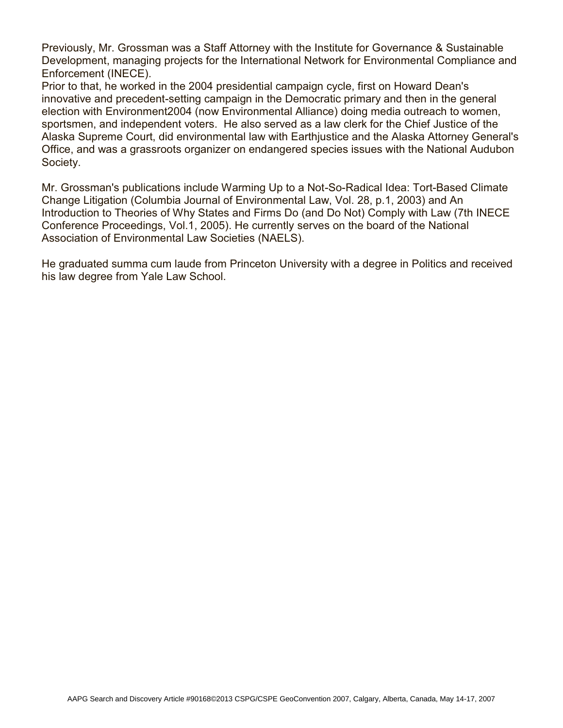Previously, Mr. Grossman was a Staff Attorney with the Institute for Governance & Sustainable Development, managing projects for the International Network for Environmental Compliance and Enforcement (INECE).

Prior to that, he worked in the 2004 presidential campaign cycle, first on Howard Dean's innovative and precedent-setting campaign in the Democratic primary and then in the general election with Environment2004 (now Environmental Alliance) doing media outreach to women, sportsmen, and independent voters. He also served as a law clerk for the Chief Justice of the Alaska Supreme Court, did environmental law with Earthjustice and the Alaska Attorney General's Office, and was a grassroots organizer on endangered species issues with the National Audubon Society.

Mr. Grossman's publications include Warming Up to a Not-So-Radical Idea: Tort-Based Climate Change Litigation (Columbia Journal of Environmental Law, Vol. 28, p.1, 2003) and An Introduction to Theories of Why States and Firms Do (and Do Not) Comply with Law (7th INECE Conference Proceedings, Vol.1, 2005). He currently serves on the board of the National Association of Environmental Law Societies (NAELS).

He graduated summa cum laude from Princeton University with a degree in Politics and received his law degree from Yale Law School.